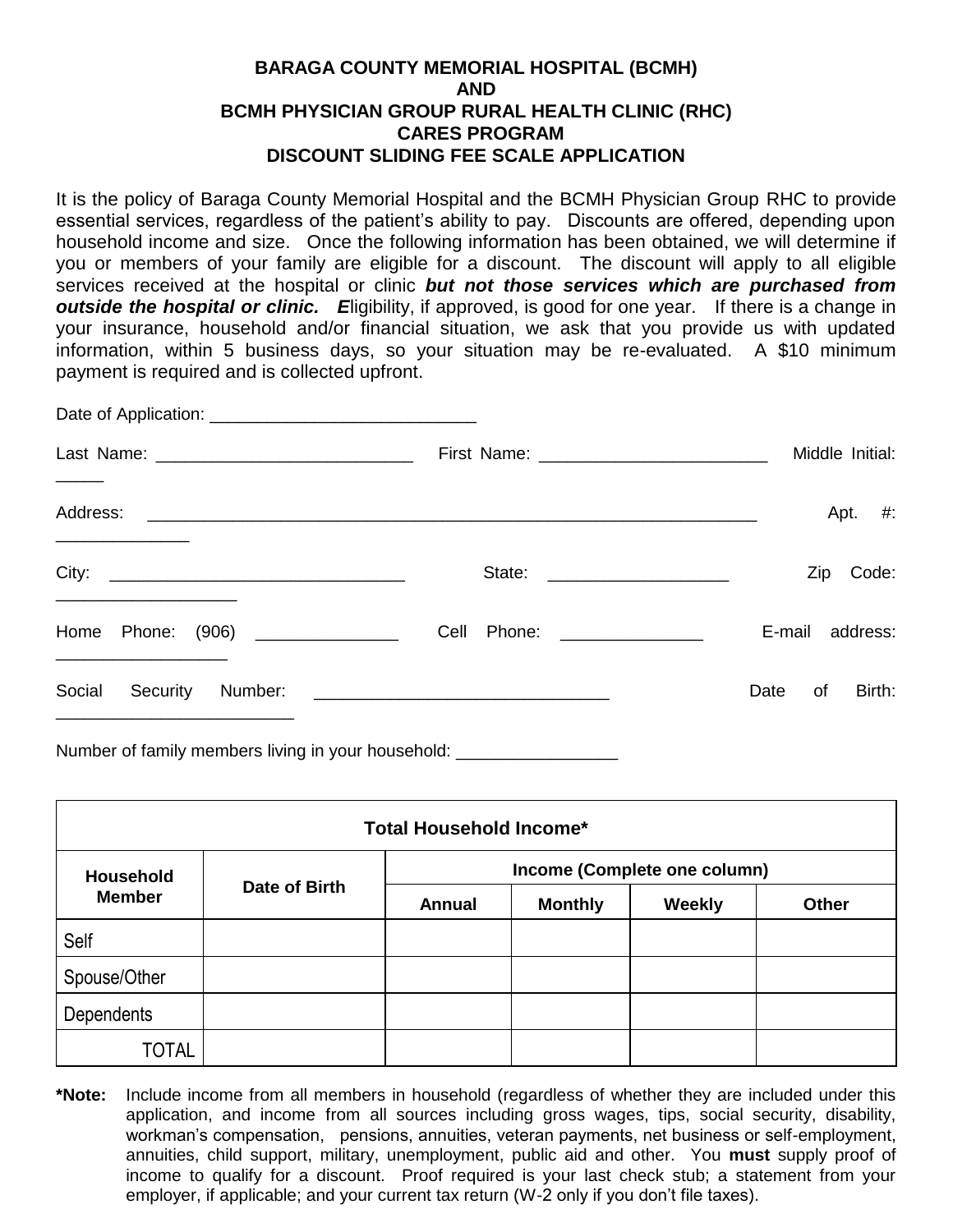**BARAGA COUNTY MEMORIAL HOSPITAL (BCMH)**
**AND**
**BCMH PHYSICIAN GROUP RURAL HEALTH CLINIC (RHC)**
**CARES PROGRAM**
**DISCOUNT SLIDING FEE SCALE APPLICATION**

It is the policy of Baraga County Memorial Hospital and the BCMH Physician Group RHC to provide essential services, regardless of the patient's ability to pay. Discounts are offered, depending upon household income and size. Once the following information has been obtained, we will determine if you or members of your family are eligible for a discount. The discount will apply to all eligible services received at the hospital or clinic ***but not those services which are purchased from outside the hospital or clinic.*** ***E***ligibility, if approved, is good for one year. If there is a change in your insurance, household and/or financial situation, we ask that you provide us with updated information, within 5 business days, so your situation may be re-evaluated. A $10 minimum payment is required and is collected upfront.

Date of Application: ___________________________

Last Name: __________________________ First Name: _______________________ Middle Initial: _____

Address: ______________________________________________________________ Apt. #: ______________

City: ______________________________ State: __________________ Zip Code: __________________

Home Phone: (906) ______________ Cell Phone: ______________ E-mail address: _________________

Social Security Number: ______________________________ Date of Birth: ________________________

Number of family members living in your household: _________________

| Total Household Income* | | | | | |
|---|---|---|---|---|---|
| Household Member | Date of Birth | Income (Complete one column) | | | |
| | | Annual | Monthly | Weekly | Other |
| Self | | | | | |
| Spouse/Other | | | | | |
| Dependents | | | | | |
| TOTAL | | | | | |

**\*Note:** Include income from all members in household (regardless of whether they are included under this application, and income from all sources including gross wages, tips, social security, disability, workman's compensation, pensions, annuities, veteran payments, net business or self-employment, annuities, child support, military, unemployment, public aid and other. You **must** supply proof of income to qualify for a discount. Proof required is your last check stub; a statement from your employer, if applicable; and your current tax return (W-2 only if you don't file taxes).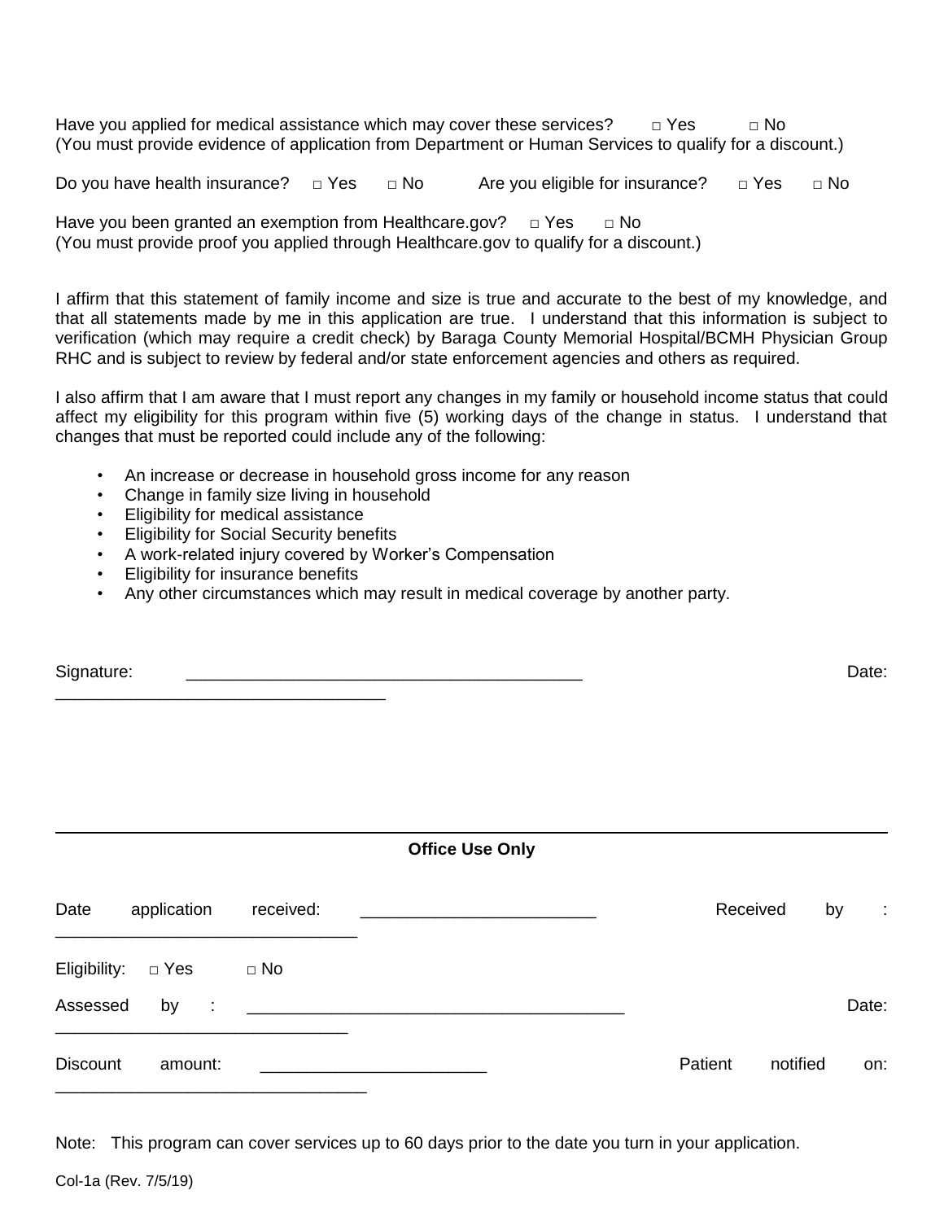Have you applied for medical assistance which may cover these services? □ Yes □ No
(You must provide evidence of application from Department or Human Services to qualify for a discount.)

Do you have health insurance? □ Yes □ No Are you eligible for insurance? □ Yes □ No

Have you been granted an exemption from Healthcare.gov? □ Yes □ No
(You must provide proof you applied through Healthcare.gov to qualify for a discount.)

I affirm that this statement of family income and size is true and accurate to the best of my knowledge, and that all statements made by me in this application are true. I understand that this information is subject to verification (which may require a credit check) by Baraga County Memorial Hospital/BCMH Physician Group RHC and is subject to review by federal and/or state enforcement agencies and others as required.

I also affirm that I am aware that I must report any changes in my family or household income status that could affect my eligibility for this program within five (5) working days of the change in status. I understand that changes that must be reported could include any of the following:

- An increase or decrease in household gross income for any reason
- Change in family size living in household
- Eligibility for medical assistance
- Eligibility for Social Security benefits
- A work-related injury covered by Worker's Compensation
- Eligibility for insurance benefits
- Any other circumstances which may result in medical coverage by another party.

Signature: ________________________________________ Date: __________________________________

---

**Office Use Only**

Date application received: ________________________ Received by: ______________________________

Eligibility: □ Yes □ No

Assessed by: ________________________________________ Date: ______________________________

Discount amount: ________________________ Patient notified on: ________________________________

Note: This program can cover services up to 60 days prior to the date you turn in your application.

Col-1a (Rev. 7/5/19)